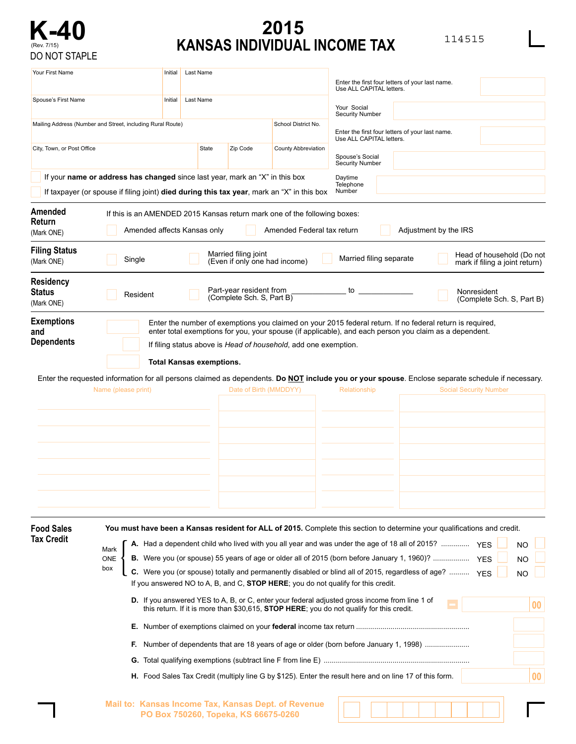# K-40

(Rev. 7/15)

DO NOT STAPLE

# 2015 KANSAS INDIVIDUAL INCOME TAX

114515

| Your First Name | Initial | Last Name | | |
|---|---|---|---|---|
| Spouse's First Name | Initial | Last Name | | |
| Mailing Address (Number and Street, including Rural Route) | | | | School District No. |
| City, Town, or Post Office | State | Zip Code | | County Abbreviation |

Enter the first four letters of your last name. Use ALL CAPITAL letters.

Your Social Security Number

Enter the first four letters of your last name. Use ALL CAPITAL letters.

Spouse's Social Security Number

Daytime Telephone Number

☐ If your **name or address has changed** since last year, mark an "X" in this box

☐ If taxpayer (or spouse if filing joint) **died during this tax year**, mark an "X" in this box

## Amended Return
(Mark ONE)

If this is an AMENDED 2015 Kansas return mark one of the following boxes:

☐ Amended affects Kansas only ☐ Amended Federal tax return ☐ Adjustment by the IRS

## Filing Status
(Mark ONE)

☐ Single ☐ Married filing joint (Even if only one had income) ☐ Married filing separate ☐ Head of household (Do not mark if filing a joint return)

## Residency Status
(Mark ONE)

☐ Resident ☐ Part-year resident from ____________ to ____________ (Complete Sch. S, Part B) ☐ Nonresident (Complete Sch. S, Part B)

## Exemptions and Dependents

Enter the number of exemptions you claimed on your 2015 federal return. If no federal return is required, enter total exemptions for you, your spouse (if applicable), and each person you claim as a dependent.

If filing status above is *Head of household*, add one exemption.

**Total Kansas exemptions.**

Enter the requested information for all persons claimed as dependents. **Do NOT include you or your spouse**. Enclose separate schedule if necessary.

| Name (please print) | Date of Birth (MMDDYY) | Relationship | Social Security Number |
|---|---|---|---|
| | | | |
| | | | |
| | | | |
| | | | |
| | | | |
| | | | |
| | | | |

## Food Sales Tax Credit

**You must have been a Kansas resident for ALL of 2015.** Complete this section to determine your qualifications and credit.

Mark ONE box

**A.** Had a dependent child who lived with you all year and was under the age of 18 all of 2015? ............. YES ☐ NO ☐

**B.** Were you (or spouse) 55 years of age or older all of 2015 (born before January 1, 1960)? .................. YES ☐ NO ☐

**C.** Were you (or spouse) totally and permanently disabled or blind all of 2015, regardless of age? .......... YES ☐ NO ☐

If you answered NO to A, B, and C, **STOP HERE**; you do not qualify for this credit.

**D.** If you answered YES to A, B, or C, enter your federal adjusted gross income from line 1 of this return. If it is more than $30,615, **STOP HERE**; you do not qualify for this credit. ____ 00

**E.** Number of exemptions claimed on your **federal** income tax return .......................................................

**F.** Number of dependents that are 18 years of age or older (born before January 1, 1998) ......................

**G.** Total qualifying exemptions (subtract line F from line E) .......................................................................

**H.** Food Sales Tax Credit (multiply line G by $125). Enter the result here and on line 17 of this form. ____ 00

Mail to: Kansas Income Tax, Kansas Dept. of Revenue
PO Box 750260, Topeka, KS 66675-0260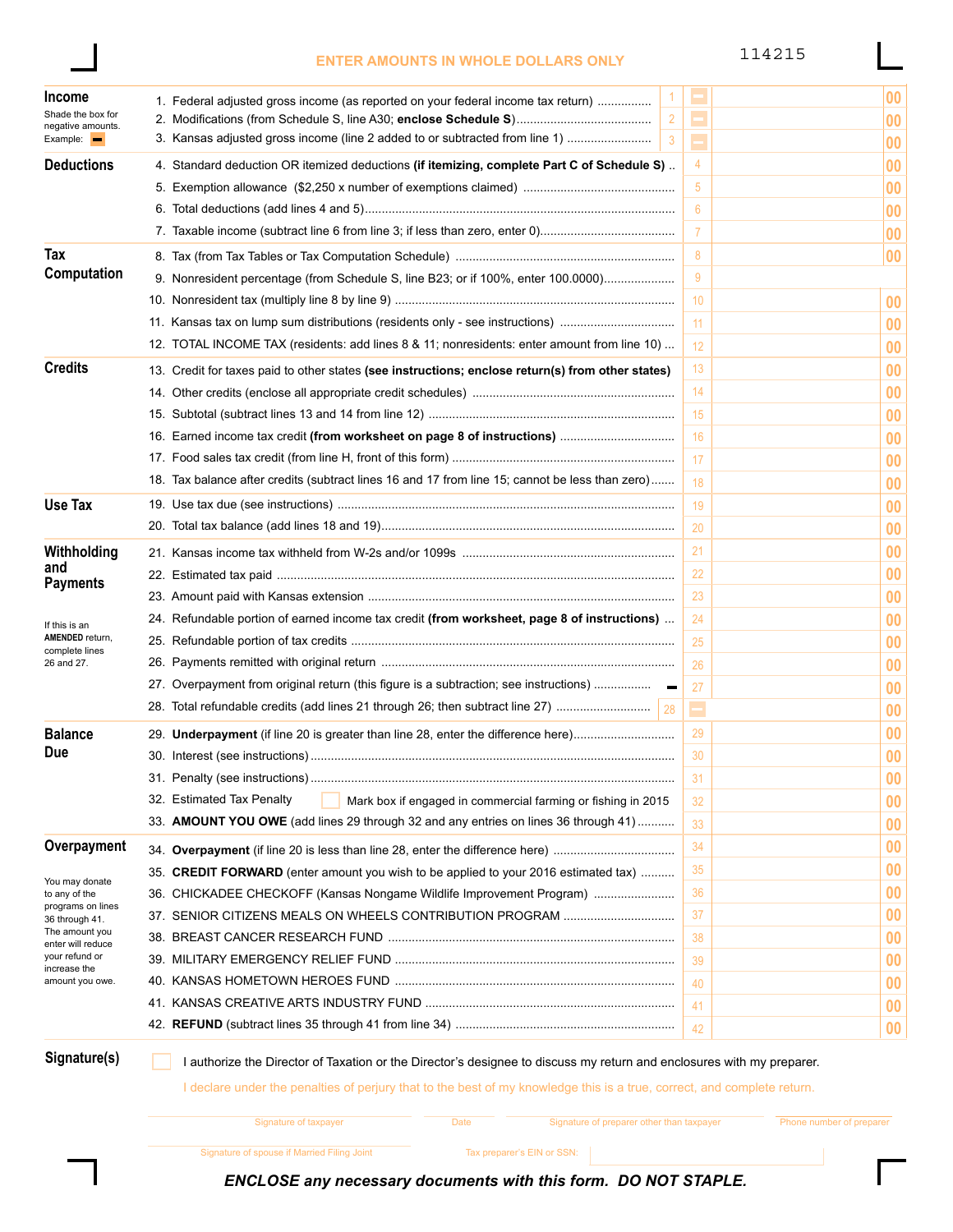114215

ENTER AMOUNTS IN WHOLE DOLLARS ONLY

## Income

Shade the box for negative amounts. Example: −

| | | | |
|---|---|---|---|
| 1. Federal adjusted gross income (as reported on your federal income tax return) | 1 | | 00 |
| 2. Modifications (from Schedule S, line A30; **enclose Schedule S**) | 2 | | 00 |
| 3. Kansas adjusted gross income (line 2 added to or subtracted from line 1) | 3 | | 00 |

## Deductions

| | | | |
|---|---|---|---|
| 4. Standard deduction OR itemized deductions **(if itemizing, complete Part C of Schedule S)** | 4 | | 00 |
| 5. Exemption allowance ($2,250 x number of exemptions claimed) | 5 | | 00 |
| 6. Total deductions (add lines 4 and 5) | 6 | | 00 |
| 7. Taxable income (subtract line 6 from line 3; if less than zero, enter 0) | 7 | | 00 |

## Tax Computation

| | | | |
|---|---|---|---|
| 8. Tax (from Tax Tables or Tax Computation Schedule) | 8 | | 00 |
| 9. Nonresident percentage (from Schedule S, line B23; or if 100%, enter 100.0000) | 9 | | |
| 10. Nonresident tax (multiply line 8 by line 9) | 10 | | 00 |
| 11. Kansas tax on lump sum distributions (residents only - see instructions) | 11 | | 00 |
| 12. TOTAL INCOME TAX (residents: add lines 8 & 11; nonresidents: enter amount from line 10) | 12 | | 00 |

## Credits

| | | | |
|---|---|---|---|
| 13. Credit for taxes paid to other states **(see instructions; enclose return(s) from other states)** | 13 | | 00 |
| 14. Other credits (enclose all appropriate credit schedules) | 14 | | 00 |
| 15. Subtotal (subtract lines 13 and 14 from line 12) | 15 | | 00 |
| 16. Earned income tax credit **(from worksheet on page 8 of instructions)** | 16 | | 00 |
| 17. Food sales tax credit (from line H, front of this form) | 17 | | 00 |
| 18. Tax balance after credits (subtract lines 16 and 17 from line 15; cannot be less than zero) | 18 | | 00 |

## Use Tax

| | | | |
|---|---|---|---|
| 19. Use tax due (see instructions) | 19 | | 00 |
| 20. Total tax balance (add lines 18 and 19) | 20 | | 00 |

## Withholding and Payments

If this is an **AMENDED** return, complete lines 26 and 27.

| | | | |
|---|---|---|---|
| 21. Kansas income tax withheld from W-2s and/or 1099s | 21 | | 00 |
| 22. Estimated tax paid | 22 | | 00 |
| 23. Amount paid with Kansas extension | 23 | | 00 |
| 24. Refundable portion of earned income tax credit **(from worksheet, page 8 of instructions)** | 24 | | 00 |
| 25. Refundable portion of tax credits | 25 | | 00 |
| 26. Payments remitted with original return | 26 | | 00 |
| 27. Overpayment from original return (this figure is a subtraction; see instructions) − | 27 | | 00 |
| 28. Total refundable credits (add lines 21 through 26; then subtract line 27) | 28 | | 00 |

## Balance Due

| | | | |
|---|---|---|---|
| 29. **Underpayment** (if line 20 is greater than line 28, enter the difference here) | 29 | | 00 |
| 30. Interest (see instructions) | 30 | | 00 |
| 31. Penalty (see instructions) | 31 | | 00 |
| 32. Estimated Tax Penalty ☐ Mark box if engaged in commercial farming or fishing in 2015 | 32 | | 00 |
| 33. **AMOUNT YOU OWE** (add lines 29 through 32 and any entries on lines 36 through 41) | 33 | | 00 |

## Overpayment

You may donate to any of the programs on lines 36 through 41. The amount you enter will reduce your refund or increase the amount you owe.

| | | | |
|---|---|---|---|
| 34. **Overpayment** (if line 20 is less than line 28, enter the difference here) | 34 | | 00 |
| 35. **CREDIT FORWARD** (enter amount you wish to be applied to your 2016 estimated tax) | 35 | | 00 |
| 36. CHICKADEE CHECKOFF (Kansas Nongame Wildlife Improvement Program) | 36 | | 00 |
| 37. SENIOR CITIZENS MEALS ON WHEELS CONTRIBUTION PROGRAM | 37 | | 00 |
| 38. BREAST CANCER RESEARCH FUND | 38 | | 00 |
| 39. MILITARY EMERGENCY RELIEF FUND | 39 | | 00 |
| 40. KANSAS HOMETOWN HEROES FUND | 40 | | 00 |
| 41. KANSAS CREATIVE ARTS INDUSTRY FUND | 41 | | 00 |
| 42. **REFUND** (subtract lines 35 through 41 from line 34) | 42 | | 00 |

## Signature(s)

☐ I authorize the Director of Taxation or the Director's designee to discuss my return and enclosures with my preparer.

I declare under the penalties of perjury that to the best of my knowledge this is a true, correct, and complete return.

Signature of taxpayer | Date | Signature of preparer other than taxpayer | Phone number of preparer

Signature of spouse if Married Filing Joint | Tax preparer's EIN or SSN:

***ENCLOSE any necessary documents with this form. DO NOT STAPLE.***